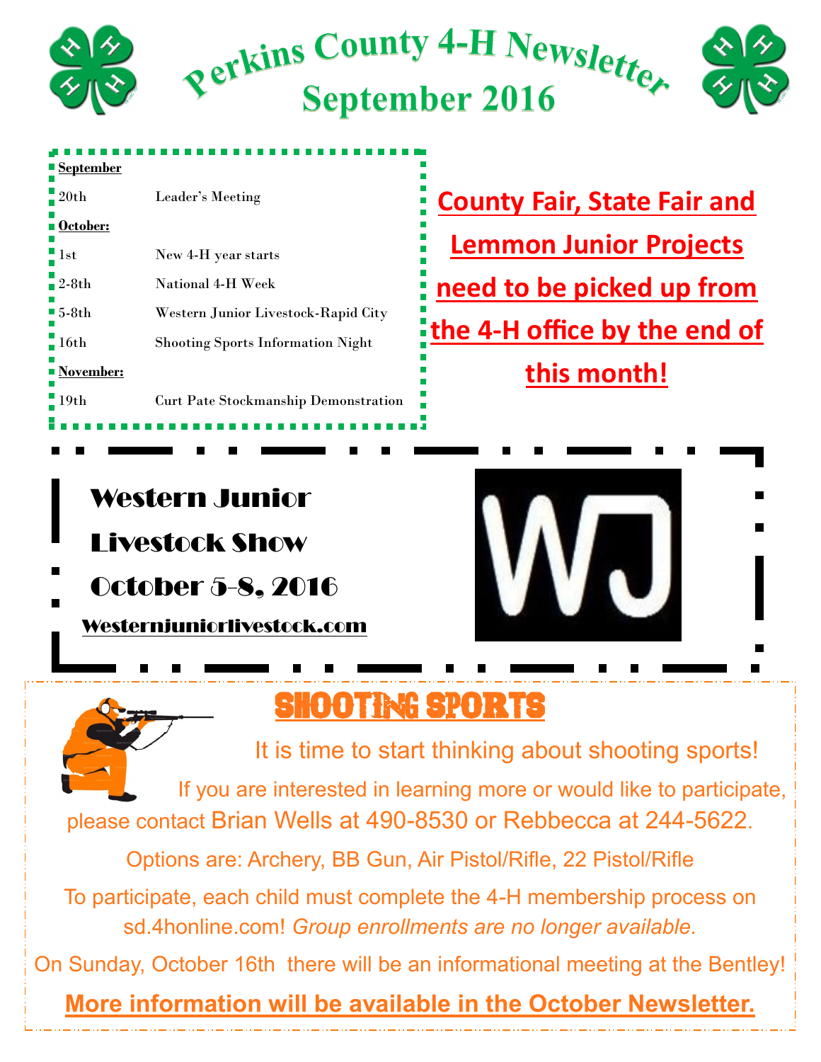# Perkins County 4-H Newsletter
## September 2016

**September**

| | |
|---|---|
| 20th | Leader's Meeting |

**October:**

| | |
|---|---|
| 1st | New 4-H year starts |
| 2-8th | National 4-H Week |
| 5-8th | Western Junior Livestock-Rapid City |
| 16th | Shooting Sports Information Night |

**November:**

| | |
|---|---|
| 19th | Curt Pate Stockmanship Demonstration |

**County Fair, State Fair and Lemmon Junior Projects need to be picked up from the 4-H office by the end of this month!**

## Western Junior Livestock Show

## October 5-8, 2016

Westernjuniorlivestock.com

WJ

## Shooting Sports

It is time to start thinking about shooting sports!

If you are interested in learning more or would like to participate, please contact Brian Wells at 490-8530 or Rebbecca at 244-5622.

Options are: Archery, BB Gun, Air Pistol/Rifle, 22 Pistol/Rifle

To participate, each child must complete the 4-H membership process on sd.4honline.com! *Group enrollments are no longer available.*

On Sunday, October 16th there will be an informational meeting at the Bentley!

**More information will be available in the October Newsletter.**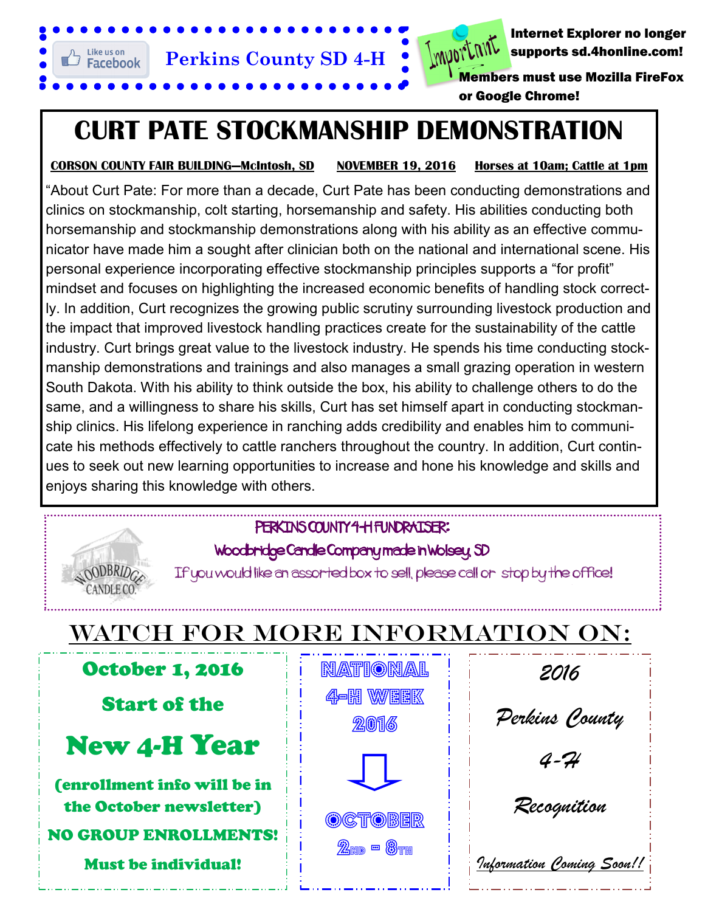Like us on Facebook **Perkins County SD 4-H**

Important

**Internet Explorer no longer supports sd.4honline.com!**

**Members must use Mozilla FireFox or Google Chrome!**

# CURT PATE STOCKMANSHIP DEMONSTRATION

**CORSON COUNTY FAIR BUILDING—McIntosh, SD** **NOVEMBER 19, 2016** **Horses at 10am; Cattle at 1pm**

"About Curt Pate: For more than a decade, Curt Pate has been conducting demonstrations and clinics on stockmanship, colt starting, horsemanship and safety. His abilities conducting both horsemanship and stockmanship demonstrations along with his ability as an effective communicator have made him a sought after clinician both on the national and international scene. His personal experience incorporating effective stockmanship principles supports a "for profit" mindset and focuses on highlighting the increased economic benefits of handling stock correctly. In addition, Curt recognizes the growing public scrutiny surrounding livestock production and the impact that improved livestock handling practices create for the sustainability of the cattle industry. Curt brings great value to the livestock industry. He spends his time conducting stockmanship demonstrations and trainings and also manages a small grazing operation in western South Dakota. With his ability to think outside the box, his ability to challenge others to do the same, and a willingness to share his skills, Curt has set himself apart in conducting stockmanship clinics. His lifelong experience in ranching adds credibility and enables him to communicate his methods effectively to cattle ranchers throughout the country. In addition, Curt continues to seek out new learning opportunities to increase and hone his knowledge and skills and enjoys sharing this knowledge with others.

WOODBRIDGE CANDLE CO.

**PERKINS COUNTY 4-H FUNDRAISER:**

**Woodbridge Candle Company made in Wolsey, SD**

If you would like an assorted box to sell, please call or stop by the office!

## WATCH FOR MORE INFORMATION ON:

**October 1, 2016**

**Start of the**

**New 4-H Year**

**(enrollment info will be in the October newsletter)**

**NO GROUP ENROLLMENTS!**

**Must be individual!**

**NATIONAL 4-H WEEK 2016**

⇩

**OCTOBER 2nd - 8th**

*2016*

*Perkins County*

*4-H*

*Recognition*

*Information Coming Soon!!*